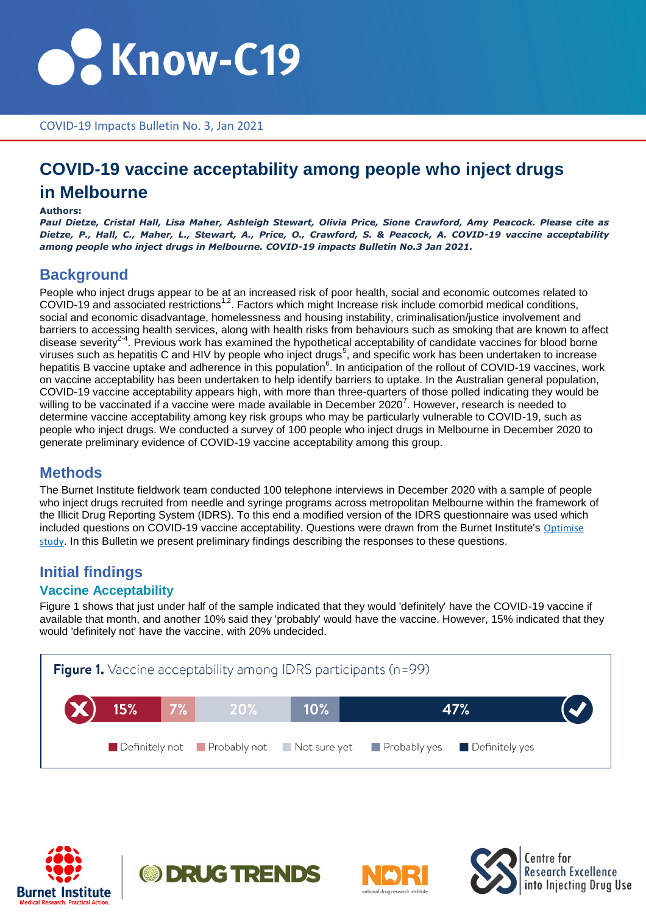Know-C19

COVID-19 Impacts Bulletin No. 3, Jan 2021

# COVID-19 vaccine acceptability among people who inject drugs in Melbourne

**Authors:**

***Paul Dietze, Cristal Hall, Lisa Maher, Ashleigh Stewart, Olivia Price, Sione Crawford, Amy Peacock. Please cite as Dietze, P., Hall, C., Maher, L., Stewart, A., Price, O., Crawford, S. & Peacock, A. COVID-19 vaccine acceptability among people who inject drugs in Melbourne. COVID-19 impacts Bulletin No.3 Jan 2021.***

## Background

People who inject drugs appear to be at an increased risk of poor health, social and economic outcomes related to COVID-19 and associated restrictions[1,2]. Factors which might Increase risk include comorbid medical conditions, social and economic disadvantage, homelessness and housing instability, criminalisation/justice involvement and barriers to accessing health services, along with health risks from behaviours such as smoking that are known to affect disease severity[2-4]. Previous work has examined the hypothetical acceptability of candidate vaccines for blood borne viruses such as hepatitis C and HIV by people who inject drugs[5], and specific work has been undertaken to increase hepatitis B vaccine uptake and adherence in this population[6]. In anticipation of the rollout of COVID-19 vaccines, work on vaccine acceptability has been undertaken to help identify barriers to uptake. In the Australian general population, COVID-19 vaccine acceptability appears high, with more than three-quarters of those polled indicating they would be willing to be vaccinated if a vaccine were made available in December 2020[7]. However, research is needed to determine vaccine acceptability among key risk groups who may be particularly vulnerable to COVID-19, such as people who inject drugs. We conducted a survey of 100 people who inject drugs in Melbourne in December 2020 to generate preliminary evidence of COVID-19 vaccine acceptability among this group.

## Methods

The Burnet Institute fieldwork team conducted 100 telephone interviews in December 2020 with a sample of people who inject drugs recruited from needle and syringe programs across metropolitan Melbourne within the framework of the Illicit Drug Reporting System (IDRS). To this end a modified version of the IDRS questionnaire was used which included questions on COVID-19 vaccine acceptability. Questions were drawn from the Burnet Institute's Optimise study. In this Bulletin we present preliminary findings describing the responses to these questions.

## Initial findings

### Vaccine Acceptability

Figure 1 shows that just under half of the sample indicated that they would 'definitely' have the COVID-19 vaccine if available that month, and another 10% said they 'probably' would have the vaccine. However, 15% indicated that they would 'definitely not' have the vaccine, with 20% undecided.

**Figure 1.** Vaccine acceptability among IDRS participants (n=99)

| Definitely not | Probably not | Not sure yet | Probably yes | Definitely yes |
|---|---|---|---|---|
| 15% | 7% | 20% | 10% | 47% |

Burnet Institute — Medical Research. Practical Action. | DRUG TRENDS | NDARC national drug research institute | Centre for Research Excellence into Injecting Drug Use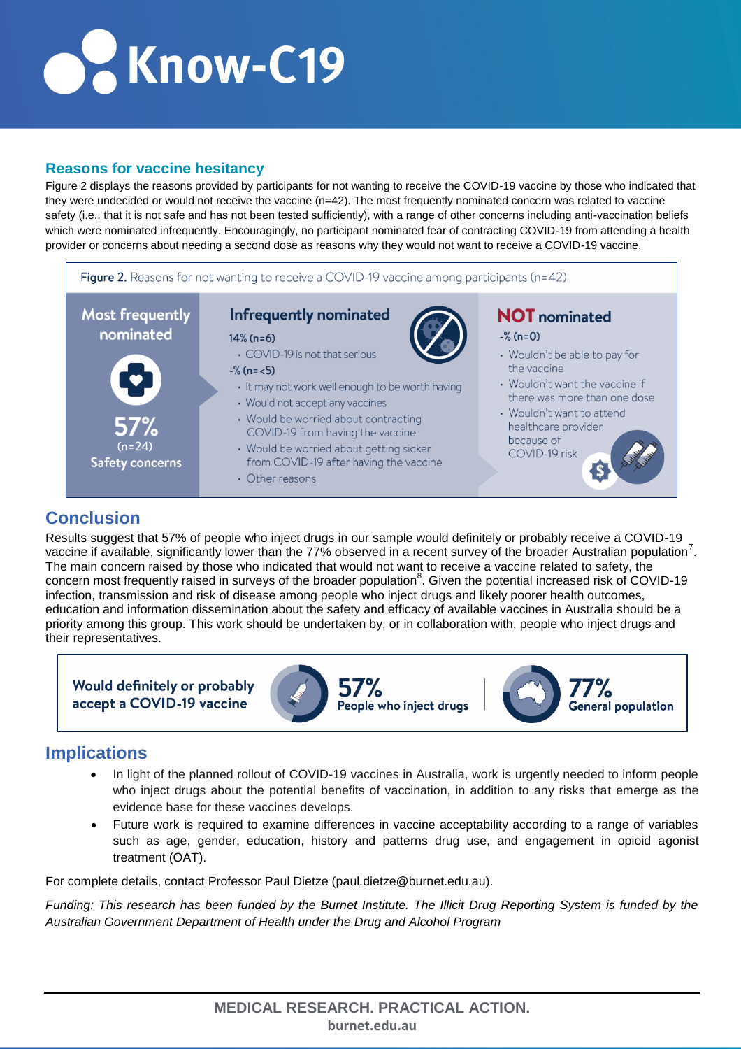# Know-C19

## Reasons for vaccine hesitancy

Figure 2 displays the reasons provided by participants for not wanting to receive the COVID-19 vaccine by those who indicated that they were undecided or would not receive the vaccine (n=42). The most frequently nominated concern was related to vaccine safety (i.e., that it is not safe and has not been tested sufficiently), with a range of other concerns including anti-vaccination beliefs which were nominated infrequently. Encouragingly, no participant nominated fear of contracting COVID-19 from attending a health provider or concerns about needing a second dose as reasons why they would not want to receive a COVID-19 vaccine.

**Figure 2.** Reasons for not wanting to receive a COVID-19 vaccine among participants (n=42)

**Most frequently nominated**

57% (n=24) Safety concerns

**Infrequently nominated**

14% (n=6)
- COVID-19 is not that serious

-% (n=<5)
- It may not work well enough to be worth having
- Would not accept any vaccines
- Would be worried about contracting COVID-19 from having the vaccine
- Would be worried about getting sicker from COVID-19 after having the vaccine
- Other reasons

**NOT nominated**

-% (n=0)
- Wouldn't be able to pay for the vaccine
- Wouldn't want the vaccine if there was more than one dose
- Wouldn't want to attend healthcare provider because of COVID-19 risk

## Conclusion

Results suggest that 57% of people who inject drugs in our sample would definitely or probably receive a COVID-19 vaccine if available, significantly lower than the 77% observed in a recent survey of the broader Australian population[7]. The main concern raised by those who indicated that would not want to receive a vaccine related to safety, the concern most frequently raised in surveys of the broader population[8]. Given the potential increased risk of COVID-19 infection, transmission and risk of disease among people who inject drugs and likely poorer health outcomes, education and information dissemination about the safety and efficacy of available vaccines in Australia should be a priority among this group. This work should be undertaken by, or in collaboration with, people who inject drugs and their representatives.

**Would definitely or probably accept a COVID-19 vaccine**

**57%** People who inject drugs

**77%** General population

## Implications

- In light of the planned rollout of COVID-19 vaccines in Australia, work is urgently needed to inform people who inject drugs about the potential benefits of vaccination, in addition to any risks that emerge as the evidence base for these vaccines develops.
- Future work is required to examine differences in vaccine acceptability according to a range of variables such as age, gender, education, history and patterns drug use, and engagement in opioid agonist treatment (OAT).

For complete details, contact Professor Paul Dietze (paul.dietze@burnet.edu.au).

*Funding: This research has been funded by the Burnet Institute. The Illicit Drug Reporting System is funded by the Australian Government Department of Health under the Drug and Alcohol Program*

**MEDICAL RESEARCH. PRACTICAL ACTION.**
burnet.edu.au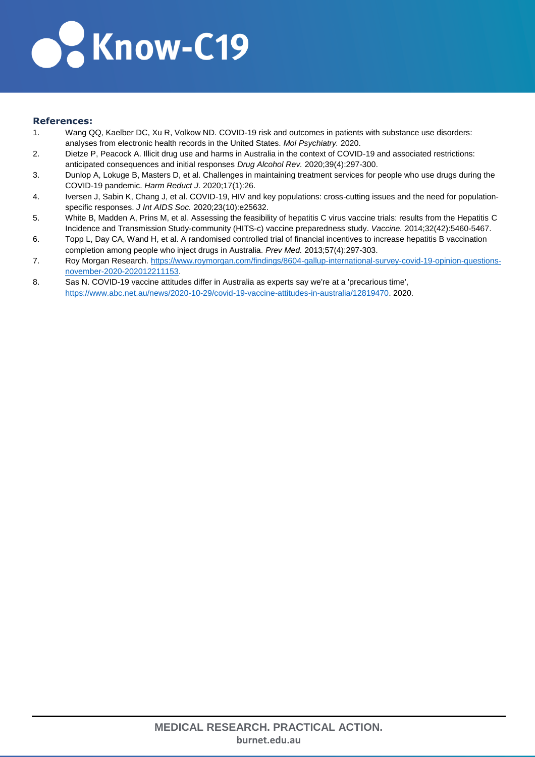**References:**

1. Wang QQ, Kaelber DC, Xu R, Volkow ND. COVID-19 risk and outcomes in patients with substance use disorders: analyses from electronic health records in the United States. *Mol Psychiatry.* 2020.
2. Dietze P, Peacock A. Illicit drug use and harms in Australia in the context of COVID-19 and associated restrictions: anticipated consequences and initial responses *Drug Alcohol Rev.* 2020;39(4):297-300.
3. Dunlop A, Lokuge B, Masters D, et al. Challenges in maintaining treatment services for people who use drugs during the COVID-19 pandemic. *Harm Reduct J.* 2020;17(1):26.
4. Iversen J, Sabin K, Chang J, et al. COVID-19, HIV and key populations: cross-cutting issues and the need for population-specific responses. *J Int AIDS Soc.* 2020;23(10):e25632.
5. White B, Madden A, Prins M, et al. Assessing the feasibility of hepatitis C virus vaccine trials: results from the Hepatitis C Incidence and Transmission Study-community (HITS-c) vaccine preparedness study. *Vaccine.* 2014;32(42):5460-5467.
6. Topp L, Day CA, Wand H, et al. A randomised controlled trial of financial incentives to increase hepatitis B vaccination completion among people who inject drugs in Australia. *Prev Med.* 2013;57(4):297-303.
7. Roy Morgan Research. https://www.roymorgan.com/findings/8604-gallup-international-survey-covid-19-opinion-questions-november-2020-202012211153.
8. Sas N. COVID-19 vaccine attitudes differ in Australia as experts say we're at a 'precarious time', https://www.abc.net.au/news/2020-10-29/covid-19-vaccine-attitudes-in-australia/12819470. 2020.